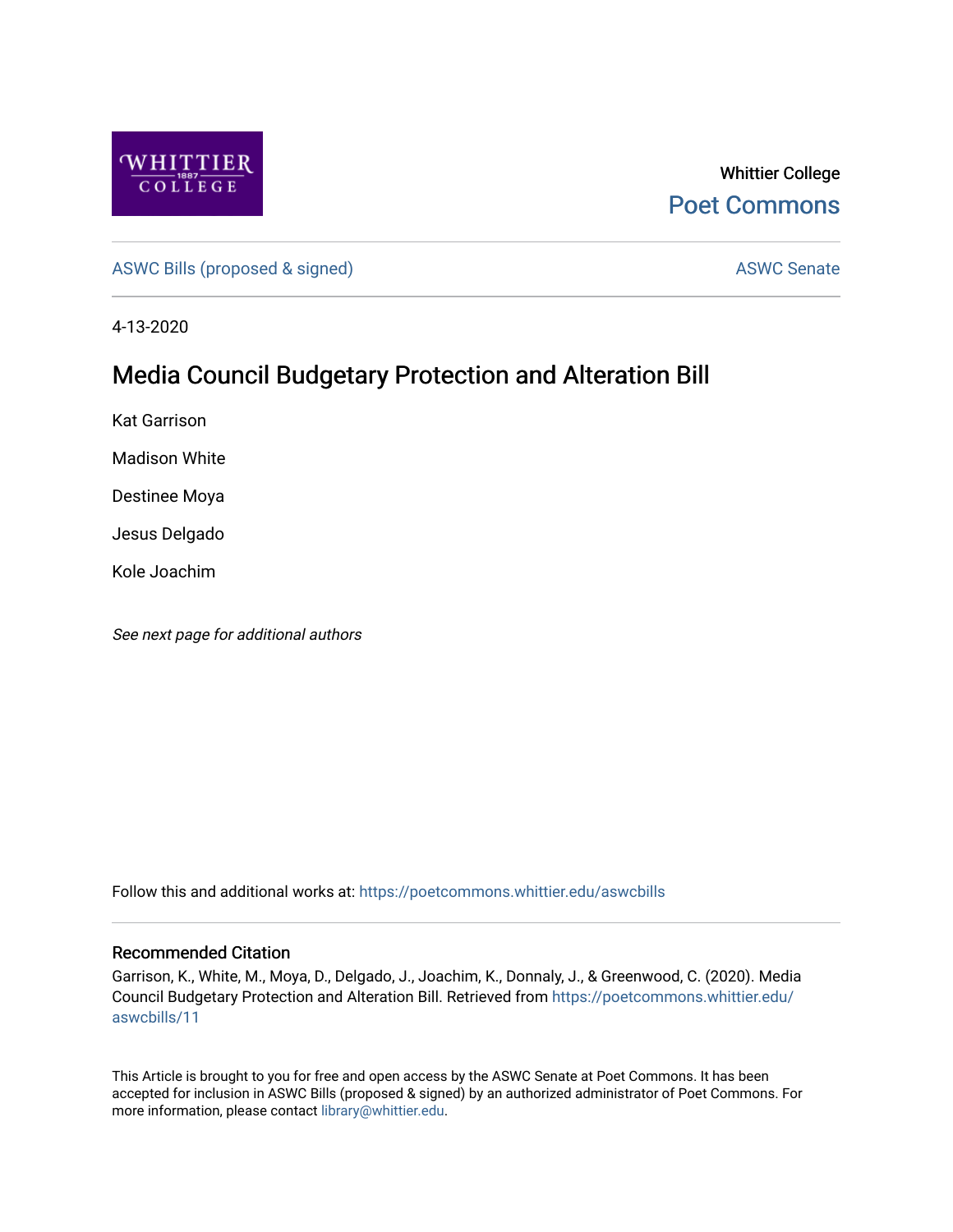Whittier College

Poet Commons

ASWC Bills (proposed & signed)

ASWC Senate

4-13-2020

# Media Council Budgetary Protection and Alteration Bill

Kat Garrison

Madison White

Destinee Moya

Jesus Delgado

Kole Joachim

*See next page for additional authors*

Follow this and additional works at: https://poetcommons.whittier.edu/aswcbills

## Recommended Citation

Garrison, K., White, M., Moya, D., Delgado, J., Joachim, K., Donnaly, J., & Greenwood, C. (2020). Media Council Budgetary Protection and Alteration Bill. Retrieved from https://poetcommons.whittier.edu/aswcbills/11

This Article is brought to you for free and open access by the ASWC Senate at Poet Commons. It has been accepted for inclusion in ASWC Bills (proposed & signed) by an authorized administrator of Poet Commons. For more information, please contact library@whittier.edu.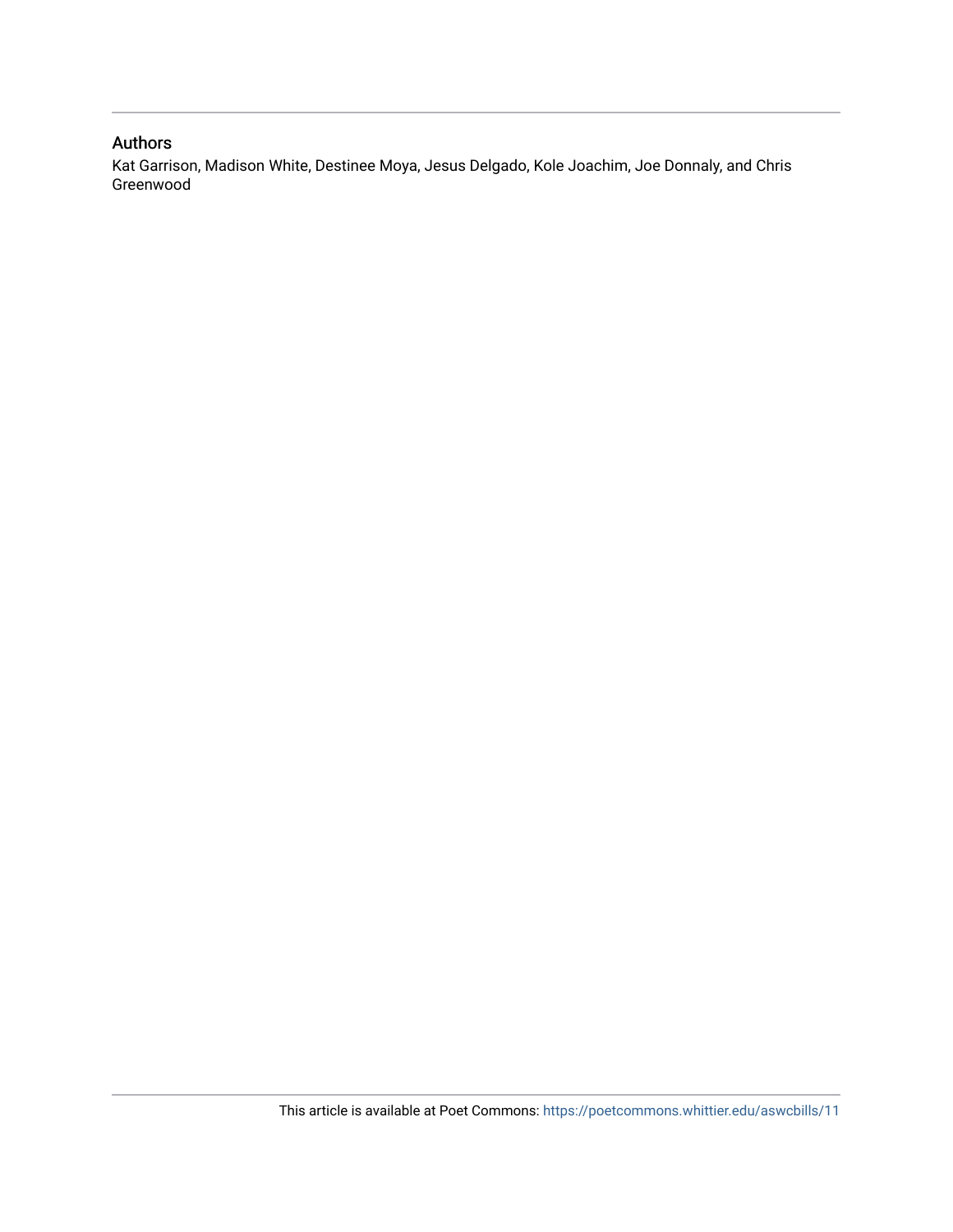## Authors

Kat Garrison, Madison White, Destinee Moya, Jesus Delgado, Kole Joachim, Joe Donnaly, and Chris Greenwood

This article is available at Poet Commons: https://poetcommons.whittier.edu/aswcbills/11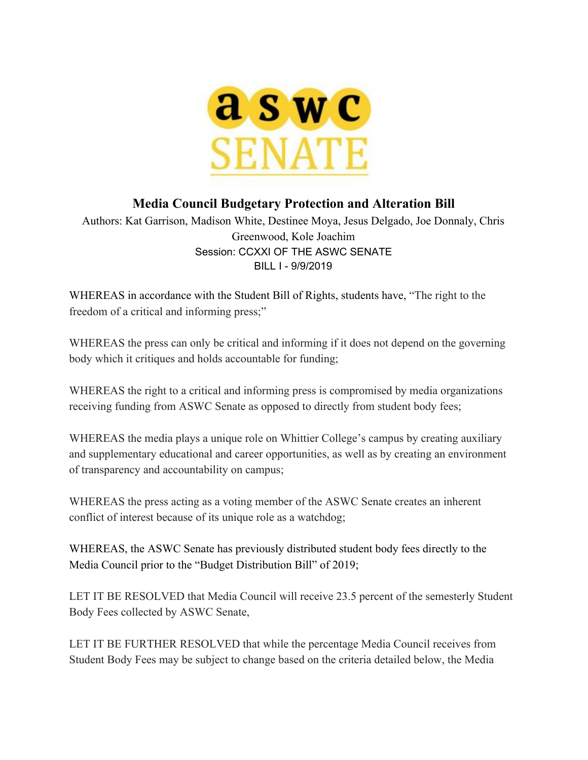# Media Council Budgetary Protection and Alteration Bill

Authors: Kat Garrison, Madison White, Destinee Moya, Jesus Delgado, Joe Donnaly, Chris Greenwood, Kole Joachim

Session: CCXXI OF THE ASWC SENATE

BILL I - 9/9/2019

WHEREAS in accordance with the Student Bill of Rights, students have, "The right to the freedom of a critical and informing press;"

WHEREAS the press can only be critical and informing if it does not depend on the governing body which it critiques and holds accountable for funding;

WHEREAS the right to a critical and informing press is compromised by media organizations receiving funding from ASWC Senate as opposed to directly from student body fees;

WHEREAS the media plays a unique role on Whittier College's campus by creating auxiliary and supplementary educational and career opportunities, as well as by creating an environment of transparency and accountability on campus;

WHEREAS the press acting as a voting member of the ASWC Senate creates an inherent conflict of interest because of its unique role as a watchdog;

WHEREAS, the ASWC Senate has previously distributed student body fees directly to the Media Council prior to the "Budget Distribution Bill" of 2019;

LET IT BE RESOLVED that Media Council will receive 23.5 percent of the semesterly Student Body Fees collected by ASWC Senate,

LET IT BE FURTHER RESOLVED that while the percentage Media Council receives from Student Body Fees may be subject to change based on the criteria detailed below, the Media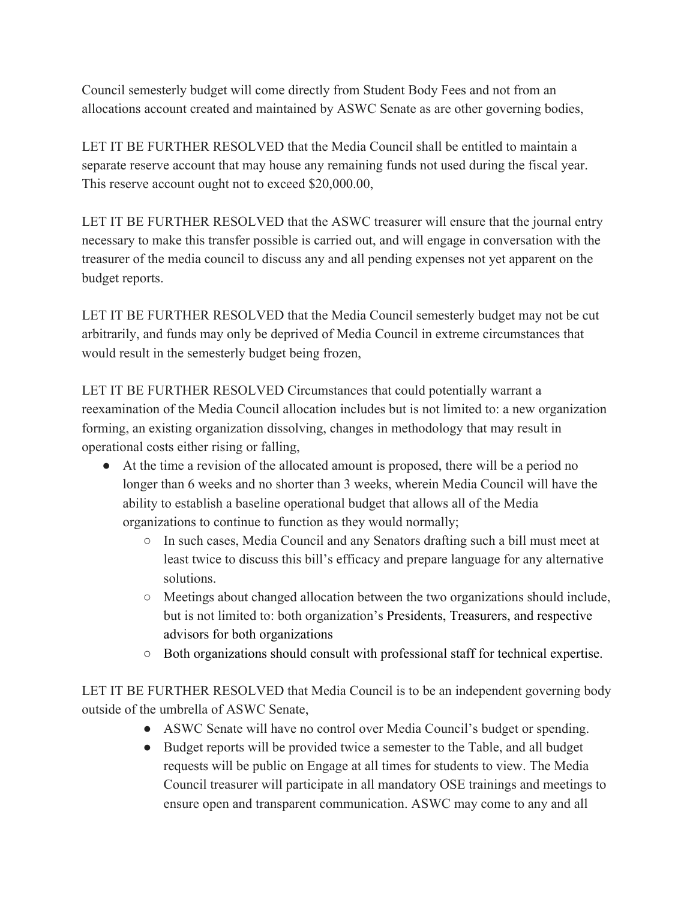Council semesterly budget will come directly from Student Body Fees and not from an allocations account created and maintained by ASWC Senate as are other governing bodies,

LET IT BE FURTHER RESOLVED that the Media Council shall be entitled to maintain a separate reserve account that may house any remaining funds not used during the fiscal year. This reserve account ought not to exceed $20,000.00,

LET IT BE FURTHER RESOLVED that the ASWC treasurer will ensure that the journal entry necessary to make this transfer possible is carried out, and will engage in conversation with the treasurer of the media council to discuss any and all pending expenses not yet apparent on the budget reports.

LET IT BE FURTHER RESOLVED that the Media Council semesterly budget may not be cut arbitrarily, and funds may only be deprived of Media Council in extreme circumstances that would result in the semesterly budget being frozen,

LET IT BE FURTHER RESOLVED Circumstances that could potentially warrant a reexamination of the Media Council allocation includes but is not limited to: a new organization forming, an existing organization dissolving, changes in methodology that may result in operational costs either rising or falling,

- At the time a revision of the allocated amount is proposed, there will be a period no longer than 6 weeks and no shorter than 3 weeks, wherein Media Council will have the ability to establish a baseline operational budget that allows all of the Media organizations to continue to function as they would normally;
  - In such cases, Media Council and any Senators drafting such a bill must meet at least twice to discuss this bill's efficacy and prepare language for any alternative solutions.
  - Meetings about changed allocation between the two organizations should include, but is not limited to: both organization's Presidents, Treasurers, and respective advisors for both organizations
  - Both organizations should consult with professional staff for technical expertise.

LET IT BE FURTHER RESOLVED that Media Council is to be an independent governing body outside of the umbrella of ASWC Senate,

- ASWC Senate will have no control over Media Council's budget or spending.
- Budget reports will be provided twice a semester to the Table, and all budget requests will be public on Engage at all times for students to view. The Media Council treasurer will participate in all mandatory OSE trainings and meetings to ensure open and transparent communication. ASWC may come to any and all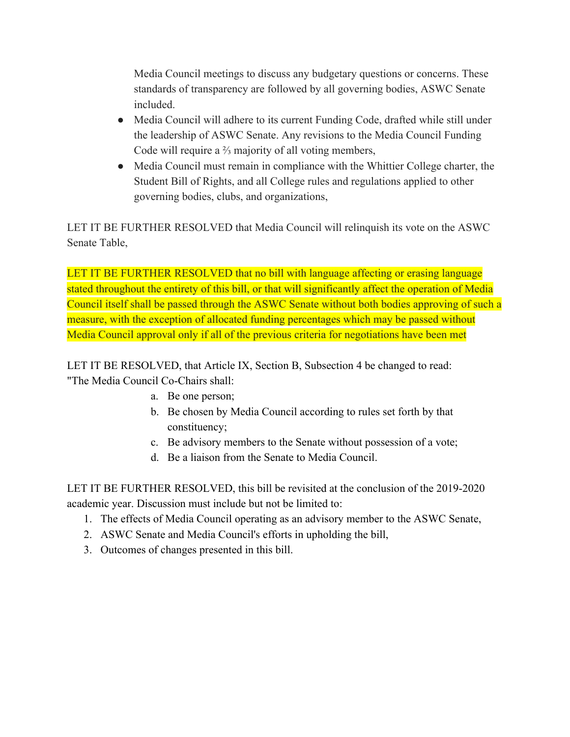Media Council meetings to discuss any budgetary questions or concerns. These standards of transparency are followed by all governing bodies, ASWC Senate included.

- Media Council will adhere to its current Funding Code, drafted while still under the leadership of ASWC Senate. Any revisions to the Media Council Funding Code will require a ⅔ majority of all voting members,
- Media Council must remain in compliance with the Whittier College charter, the Student Bill of Rights, and all College rules and regulations applied to other governing bodies, clubs, and organizations,

LET IT BE FURTHER RESOLVED that Media Council will relinquish its vote on the ASWC Senate Table,

LET IT BE FURTHER RESOLVED that no bill with language affecting or erasing language stated throughout the entirety of this bill, or that will significantly affect the operation of Media Council itself shall be passed through the ASWC Senate without both bodies approving of such a measure, with the exception of allocated funding percentages which may be passed without Media Council approval only if all of the previous criteria for negotiations have been met

LET IT BE RESOLVED, that Article IX, Section B, Subsection 4 be changed to read:
"The Media Council Co-Chairs shall:

a. Be one person;
b. Be chosen by Media Council according to rules set forth by that constituency;
c. Be advisory members to the Senate without possession of a vote;
d. Be a liaison from the Senate to Media Council.

LET IT BE FURTHER RESOLVED, this bill be revisited at the conclusion of the 2019-2020 academic year. Discussion must include but not be limited to:

1. The effects of Media Council operating as an advisory member to the ASWC Senate,
2. ASWC Senate and Media Council's efforts in upholding the bill,
3. Outcomes of changes presented in this bill.